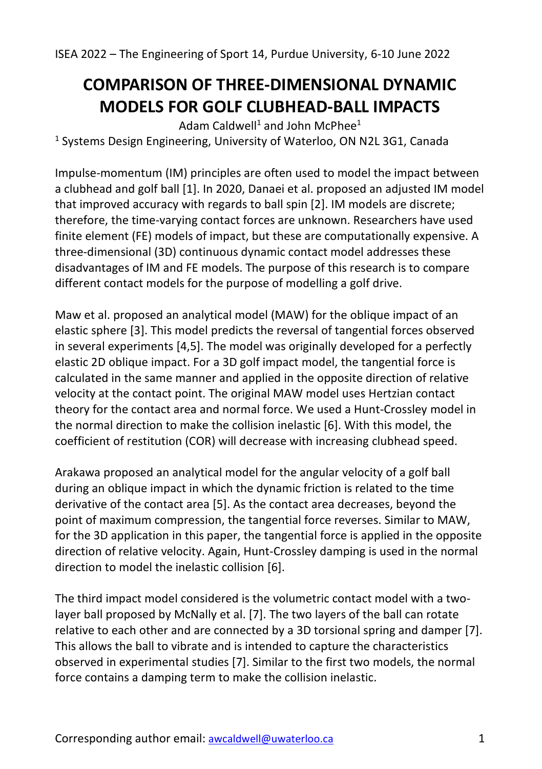# COMPARISON OF THREE-DIMENSIONAL DYNAMIC MODELS FOR GOLF CLUBHEAD-BALL IMPACTS

Adam Caldwell[1] and John McPhee[1]

[1] Systems Design Engineering, University of Waterloo, ON N2L 3G1, Canada

Impulse-momentum (IM) principles are often used to model the impact between a clubhead and golf ball [1]. In 2020, Danaei et al. proposed an adjusted IM model that improved accuracy with regards to ball spin [2]. IM models are discrete; therefore, the time-varying contact forces are unknown. Researchers have used finite element (FE) models of impact, but these are computationally expensive. A three-dimensional (3D) continuous dynamic contact model addresses these disadvantages of IM and FE models. The purpose of this research is to compare different contact models for the purpose of modelling a golf drive.

Maw et al. proposed an analytical model (MAW) for the oblique impact of an elastic sphere [3]. This model predicts the reversal of tangential forces observed in several experiments [4,5]. The model was originally developed for a perfectly elastic 2D oblique impact. For a 3D golf impact model, the tangential force is calculated in the same manner and applied in the opposite direction of relative velocity at the contact point. The original MAW model uses Hertzian contact theory for the contact area and normal force. We used a Hunt-Crossley model in the normal direction to make the collision inelastic [6]. With this model, the coefficient of restitution (COR) will decrease with increasing clubhead speed.

Arakawa proposed an analytical model for the angular velocity of a golf ball during an oblique impact in which the dynamic friction is related to the time derivative of the contact area [5]. As the contact area decreases, beyond the point of maximum compression, the tangential force reverses. Similar to MAW, for the 3D application in this paper, the tangential force is applied in the opposite direction of relative velocity. Again, Hunt-Crossley damping is used in the normal direction to model the inelastic collision [6].

The third impact model considered is the volumetric contact model with a two-layer ball proposed by McNally et al. [7]. The two layers of the ball can rotate relative to each other and are connected by a 3D torsional spring and damper [7]. This allows the ball to vibrate and is intended to capture the characteristics observed in experimental studies [7]. Similar to the first two models, the normal force contains a damping term to make the collision inelastic.

Corresponding author email: awcaldwell@uwaterloo.ca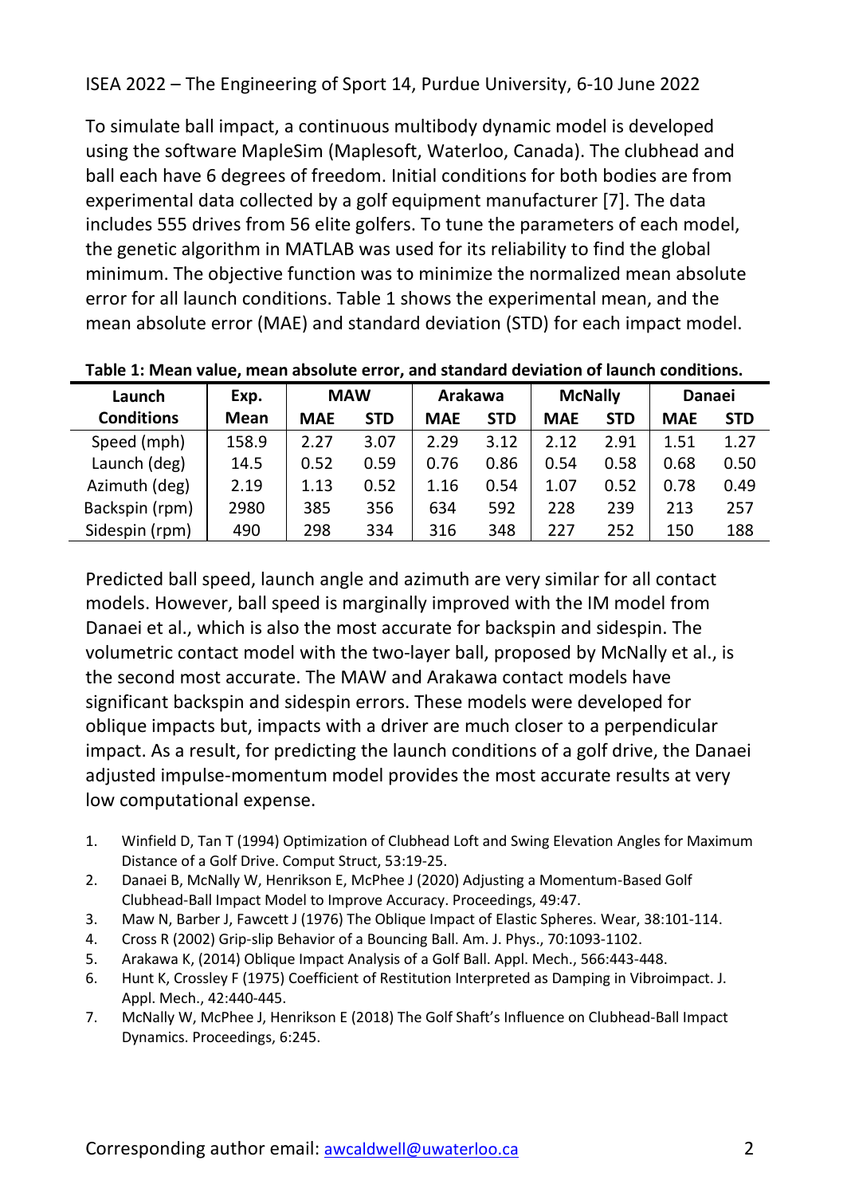To simulate ball impact, a continuous multibody dynamic model is developed using the software MapleSim (Maplesoft, Waterloo, Canada). The clubhead and ball each have 6 degrees of freedom. Initial conditions for both bodies are from experimental data collected by a golf equipment manufacturer [7]. The data includes 555 drives from 56 elite golfers. To tune the parameters of each model, the genetic algorithm in MATLAB was used for its reliability to find the global minimum. The objective function was to minimize the normalized mean absolute error for all launch conditions. Table 1 shows the experimental mean, and the mean absolute error (MAE) and standard deviation (STD) for each impact model.

**Table 1: Mean value, mean absolute error, and standard deviation of launch conditions.**

| Launch | Exp. | MAW | | Arakawa | | McNally | | Danaei | |
|---|---|---|---|---|---|---|---|---|---|
| **Conditions** | **Mean** | **MAE** | **STD** | **MAE** | **STD** | **MAE** | **STD** | **MAE** | **STD** |
| Speed (mph) | 158.9 | 2.27 | 3.07 | 2.29 | 3.12 | 2.12 | 2.91 | 1.51 | 1.27 |
| Launch (deg) | 14.5 | 0.52 | 0.59 | 0.76 | 0.86 | 0.54 | 0.58 | 0.68 | 0.50 |
| Azimuth (deg) | 2.19 | 1.13 | 0.52 | 1.16 | 0.54 | 1.07 | 0.52 | 0.78 | 0.49 |
| Backspin (rpm) | 2980 | 385 | 356 | 634 | 592 | 228 | 239 | 213 | 257 |
| Sidespin (rpm) | 490 | 298 | 334 | 316 | 348 | 227 | 252 | 150 | 188 |

Predicted ball speed, launch angle and azimuth are very similar for all contact models. However, ball speed is marginally improved with the IM model from Danaei et al., which is also the most accurate for backspin and sidespin. The volumetric contact model with the two-layer ball, proposed by McNally et al., is the second most accurate. The MAW and Arakawa contact models have significant backspin and sidespin errors. These models were developed for oblique impacts but, impacts with a driver are much closer to a perpendicular impact. As a result, for predicting the launch conditions of a golf drive, the Danaei adjusted impulse-momentum model provides the most accurate results at very low computational expense.

1. Winfield D, Tan T (1994) Optimization of Clubhead Loft and Swing Elevation Angles for Maximum Distance of a Golf Drive. Comput Struct, 53:19-25.
2. Danaei B, McNally W, Henrikson E, McPhee J (2020) Adjusting a Momentum-Based Golf Clubhead-Ball Impact Model to Improve Accuracy. Proceedings, 49:47.
3. Maw N, Barber J, Fawcett J (1976) The Oblique Impact of Elastic Spheres. Wear, 38:101-114.
4. Cross R (2002) Grip-slip Behavior of a Bouncing Ball. Am. J. Phys., 70:1093-1102.
5. Arakawa K, (2014) Oblique Impact Analysis of a Golf Ball. Appl. Mech., 566:443-448.
6. Hunt K, Crossley F (1975) Coefficient of Restitution Interpreted as Damping in Vibroimpact. J. Appl. Mech., 42:440-445.
7. McNally W, McPhee J, Henrikson E (2018) The Golf Shaft's Influence on Clubhead-Ball Impact Dynamics. Proceedings, 6:245.

Corresponding author email: awcaldwell@uwaterloo.ca